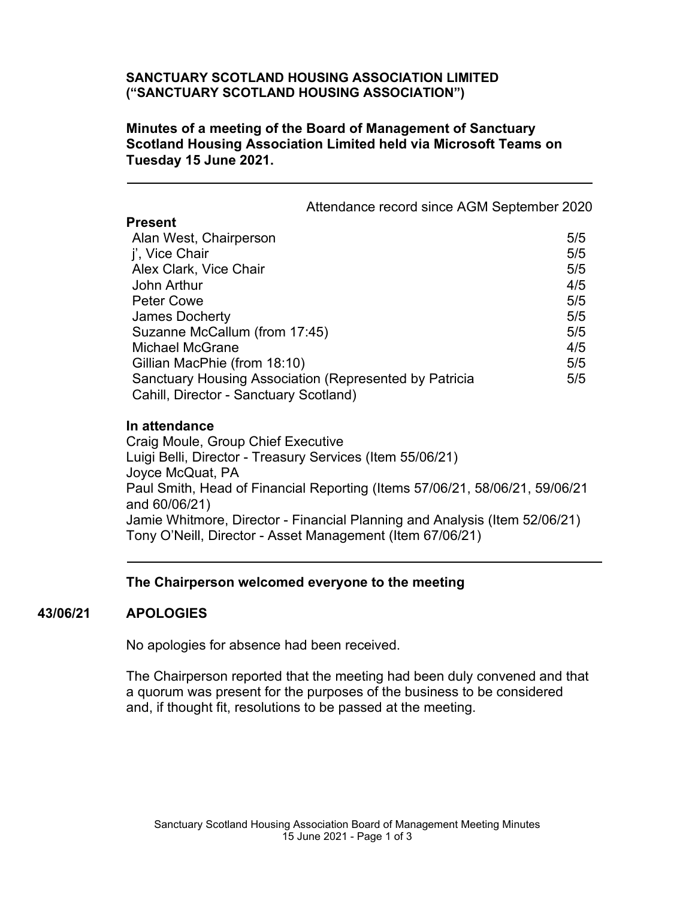**SANCTUARY SCOTLAND HOUSING ASSOCIATION LIMITED ("SANCTUARY SCOTLAND HOUSING ASSOCIATION")**

**Minutes of a meeting of the Board of Management of Sanctuary Scotland Housing Association Limited held via Microsoft Teams on Tuesday 15 June 2021.**

---

| Present | Attendance record since AGM September 2020 |
|---|---|
| Alan West, Chairperson | 5/5 |
| j', Vice Chair | 5/5 |
| Alex Clark, Vice Chair | 5/5 |
| John Arthur | 4/5 |
| Peter Cowe | 5/5 |
| James Docherty | 5/5 |
| Suzanne McCallum (from 17:45) | 5/5 |
| Michael McGrane | 4/5 |
| Gillian MacPhie (from 18:10) | 5/5 |
| Sanctuary Housing Association (Represented by Patricia Cahill, Director - Sanctuary Scotland) | 5/5 |

**In attendance**

Craig Moule, Group Chief Executive
Luigi Belli, Director - Treasury Services (Item 55/06/21)
Joyce McQuat, PA
Paul Smith, Head of Financial Reporting (Items 57/06/21, 58/06/21, 59/06/21 and 60/06/21)
Jamie Whitmore, Director - Financial Planning and Analysis (Item 52/06/21)
Tony O'Neill, Director - Asset Management (Item 67/06/21)

---

**The Chairperson welcomed everyone to the meeting**

**43/06/21 APOLOGIES**

No apologies for absence had been received.

The Chairperson reported that the meeting had been duly convened and that a quorum was present for the purposes of the business to be considered and, if thought fit, resolutions to be passed at the meeting.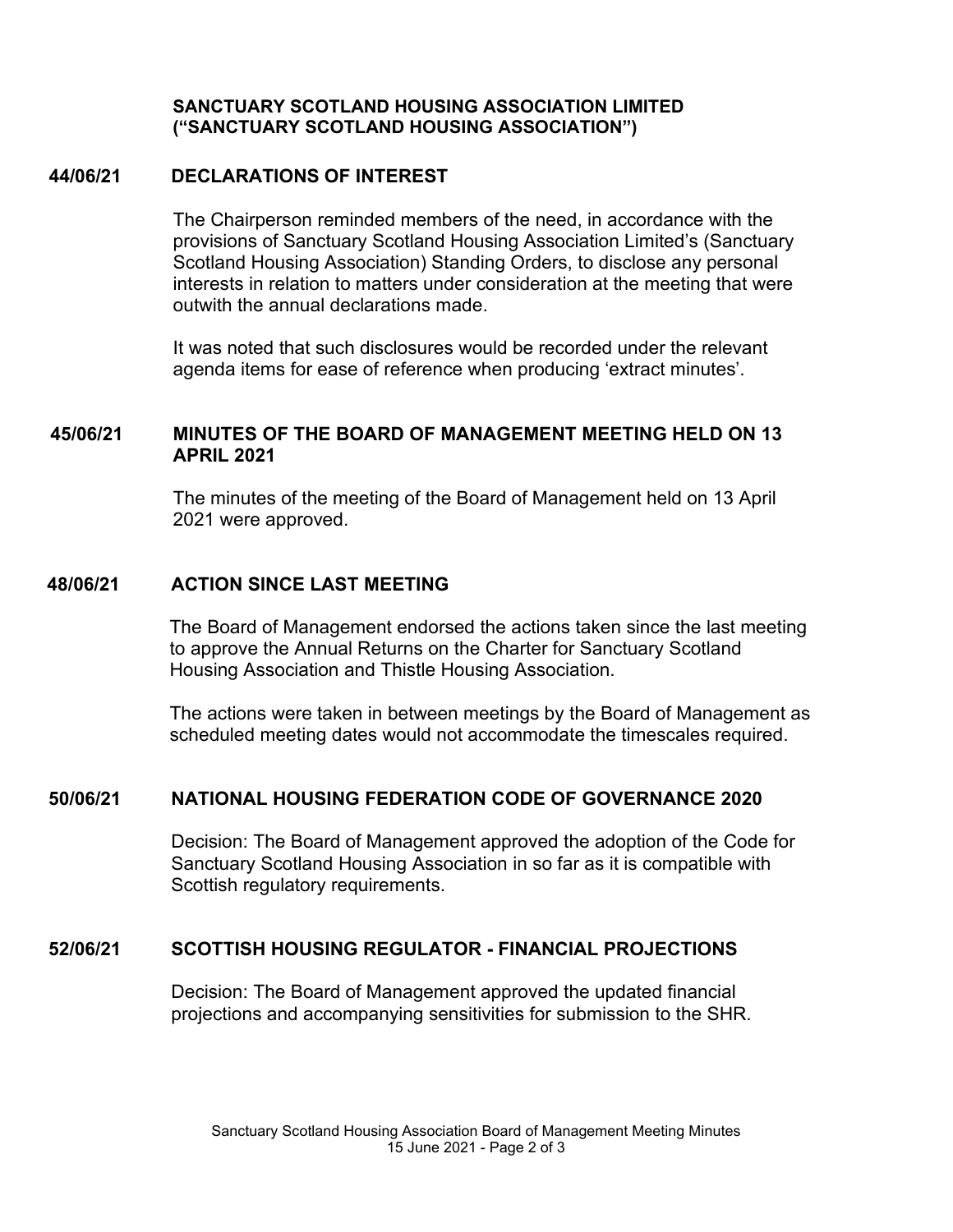**SANCTUARY SCOTLAND HOUSING ASSOCIATION LIMITED (“SANCTUARY SCOTLAND HOUSING ASSOCIATION”)**

## 44/06/21 DECLARATIONS OF INTEREST

The Chairperson reminded members of the need, in accordance with the provisions of Sanctuary Scotland Housing Association Limited’s (Sanctuary Scotland Housing Association) Standing Orders, to disclose any personal interests in relation to matters under consideration at the meeting that were outwith the annual declarations made.

It was noted that such disclosures would be recorded under the relevant agenda items for ease of reference when producing ‘extract minutes’.

## 45/06/21 MINUTES OF THE BOARD OF MANAGEMENT MEETING HELD ON 13 APRIL 2021

The minutes of the meeting of the Board of Management held on 13 April 2021 were approved.

## 48/06/21 ACTION SINCE LAST MEETING

The Board of Management endorsed the actions taken since the last meeting to approve the Annual Returns on the Charter for Sanctuary Scotland Housing Association and Thistle Housing Association.

The actions were taken in between meetings by the Board of Management as scheduled meeting dates would not accommodate the timescales required.

## 50/06/21 NATIONAL HOUSING FEDERATION CODE OF GOVERNANCE 2020

Decision: The Board of Management approved the adoption of the Code for Sanctuary Scotland Housing Association in so far as it is compatible with Scottish regulatory requirements.

## 52/06/21 SCOTTISH HOUSING REGULATOR - FINANCIAL PROJECTIONS

Decision: The Board of Management approved the updated financial projections and accompanying sensitivities for submission to the SHR.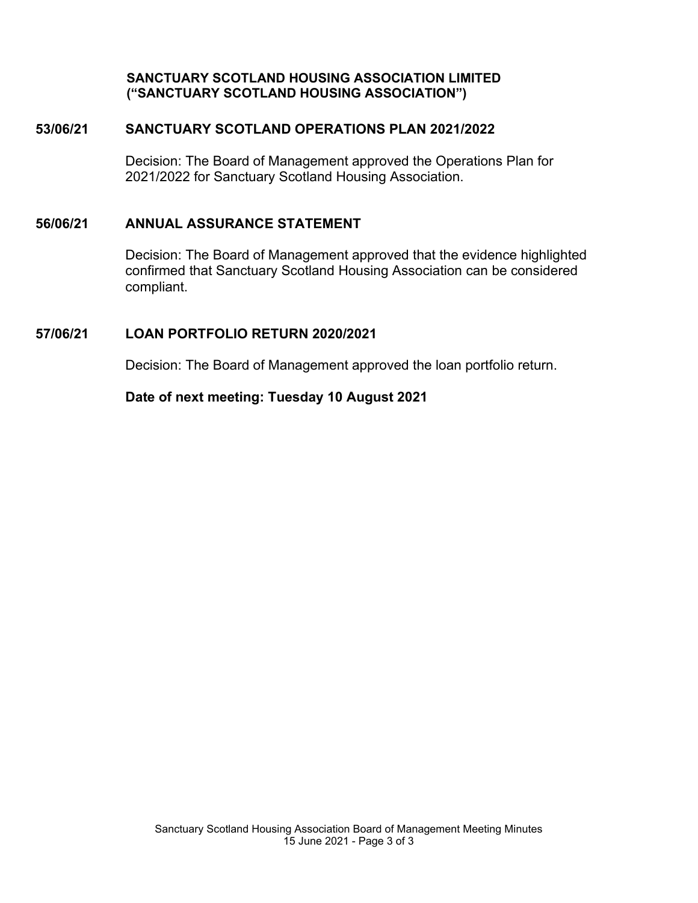**SANCTUARY SCOTLAND HOUSING ASSOCIATION LIMITED**
**("SANCTUARY SCOTLAND HOUSING ASSOCIATION")**

## 53/06/21 SANCTUARY SCOTLAND OPERATIONS PLAN 2021/2022

Decision: The Board of Management approved the Operations Plan for 2021/2022 for Sanctuary Scotland Housing Association.

## 56/06/21 ANNUAL ASSURANCE STATEMENT

Decision: The Board of Management approved that the evidence highlighted confirmed that Sanctuary Scotland Housing Association can be considered compliant.

## 57/06/21 LOAN PORTFOLIO RETURN 2020/2021

Decision: The Board of Management approved the loan portfolio return.

**Date of next meeting: Tuesday 10 August 2021**